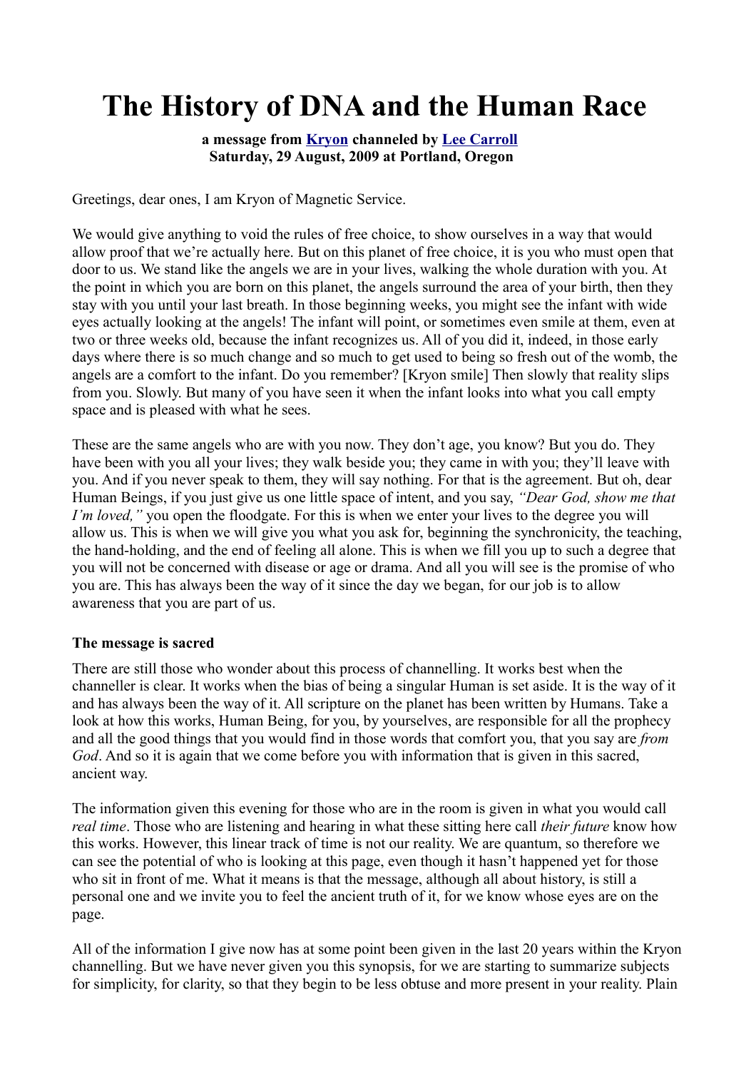# The History of DNA and the Human Race

**a message from Kryon channeled by Lee Carroll**
**Saturday, 29 August, 2009 at Portland, Oregon**

Greetings, dear ones, I am Kryon of Magnetic Service.

We would give anything to void the rules of free choice, to show ourselves in a way that would allow proof that we're actually here. But on this planet of free choice, it is you who must open that door to us. We stand like the angels we are in your lives, walking the whole duration with you. At the point in which you are born on this planet, the angels surround the area of your birth, then they stay with you until your last breath. In those beginning weeks, you might see the infant with wide eyes actually looking at the angels! The infant will point, or sometimes even smile at them, even at two or three weeks old, because the infant recognizes us. All of you did it, indeed, in those early days where there is so much change and so much to get used to being so fresh out of the womb, the angels are a comfort to the infant. Do you remember? [Kryon smile] Then slowly that reality slips from you. Slowly. But many of you have seen it when the infant looks into what you call empty space and is pleased with what he sees.

These are the same angels who are with you now. They don't age, you know? But you do. They have been with you all your lives; they walk beside you; they came in with you; they'll leave with you. And if you never speak to them, they will say nothing. For that is the agreement. But oh, dear Human Beings, if you just give us one little space of intent, and you say, *"Dear God, show me that I'm loved,"* you open the floodgate. For this is when we enter your lives to the degree you will allow us. This is when we will give you what you ask for, beginning the synchronicity, the teaching, the hand-holding, and the end of feeling all alone. This is when we fill you up to such a degree that you will not be concerned with disease or age or drama. And all you will see is the promise of who you are. This has always been the way of it since the day we began, for our job is to allow awareness that you are part of us.

**The message is sacred**

There are still those who wonder about this process of channelling. It works best when the channeller is clear. It works when the bias of being a singular Human is set aside. It is the way of it and has always been the way of it. All scripture on the planet has been written by Humans. Take a look at how this works, Human Being, for you, by yourselves, are responsible for all the prophecy and all the good things that you would find in those words that comfort you, that you say are *from God*. And so it is again that we come before you with information that is given in this sacred, ancient way.

The information given this evening for those who are in the room is given in what you would call *real time*. Those who are listening and hearing in what these sitting here call *their future* know how this works. However, this linear track of time is not our reality. We are quantum, so therefore we can see the potential of who is looking at this page, even though it hasn't happened yet for those who sit in front of me. What it means is that the message, although all about history, is still a personal one and we invite you to feel the ancient truth of it, for we know whose eyes are on the page.

All of the information I give now has at some point been given in the last 20 years within the Kryon channelling. But we have never given you this synopsis, for we are starting to summarize subjects for simplicity, for clarity, so that they begin to be less obtuse and more present in your reality. Plain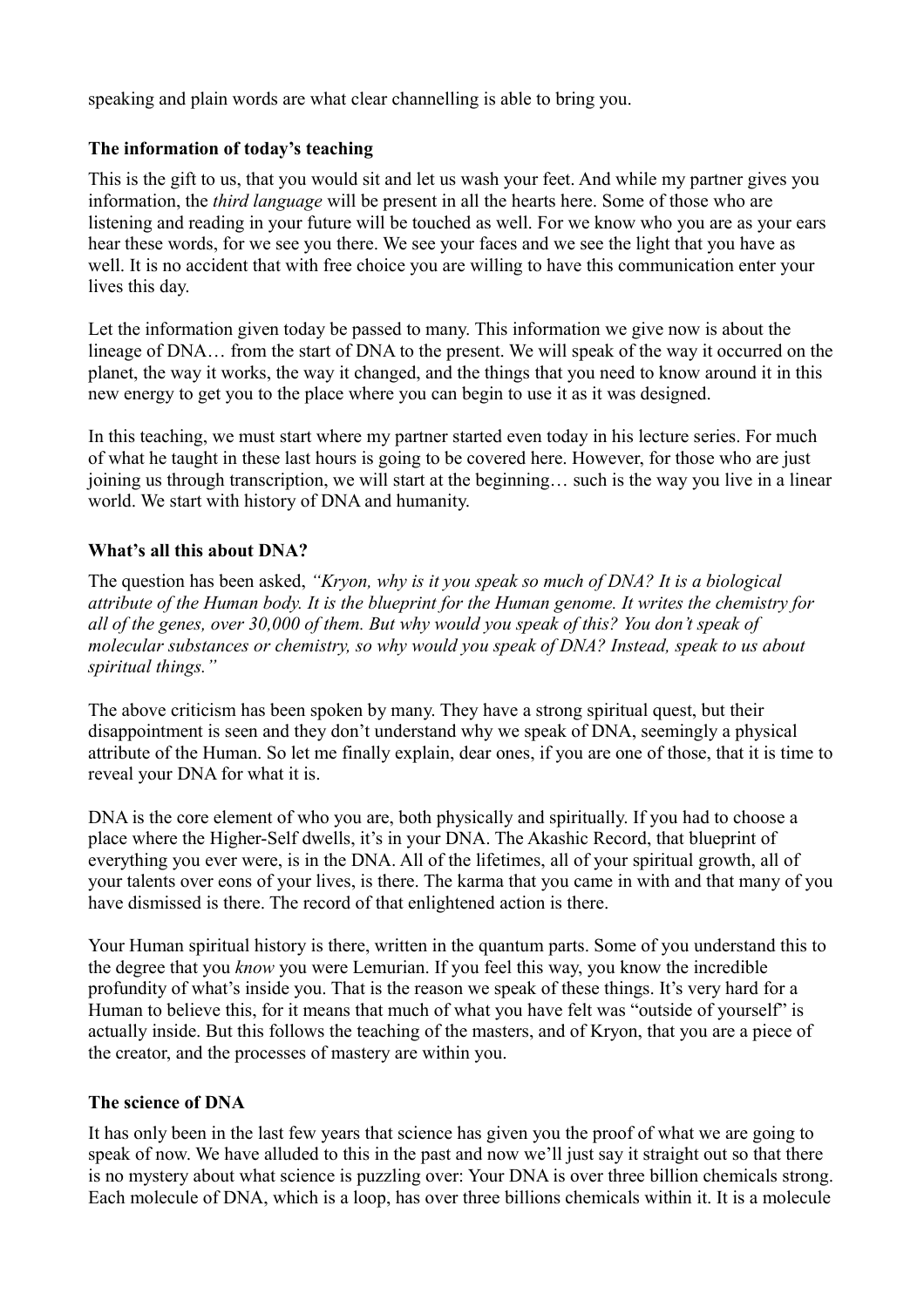speaking and plain words are what clear channelling is able to bring you.

**The information of today's teaching**

This is the gift to us, that you would sit and let us wash your feet. And while my partner gives you information, the *third language* will be present in all the hearts here. Some of those who are listening and reading in your future will be touched as well. For we know who you are as your ears hear these words, for we see you there. We see your faces and we see the light that you have as well. It is no accident that with free choice you are willing to have this communication enter your lives this day.

Let the information given today be passed to many. This information we give now is about the lineage of DNA… from the start of DNA to the present. We will speak of the way it occurred on the planet, the way it works, the way it changed, and the things that you need to know around it in this new energy to get you to the place where you can begin to use it as it was designed.

In this teaching, we must start where my partner started even today in his lecture series. For much of what he taught in these last hours is going to be covered here. However, for those who are just joining us through transcription, we will start at the beginning… such is the way you live in a linear world. We start with history of DNA and humanity.

**What's all this about DNA?**

The question has been asked, *"Kryon, why is it you speak so much of DNA? It is a biological attribute of the Human body. It is the blueprint for the Human genome. It writes the chemistry for all of the genes, over 30,000 of them. But why would you speak of this? You don't speak of molecular substances or chemistry, so why would you speak of DNA? Instead, speak to us about spiritual things."*

The above criticism has been spoken by many. They have a strong spiritual quest, but their disappointment is seen and they don't understand why we speak of DNA, seemingly a physical attribute of the Human. So let me finally explain, dear ones, if you are one of those, that it is time to reveal your DNA for what it is.

DNA is the core element of who you are, both physically and spiritually. If you had to choose a place where the Higher-Self dwells, it's in your DNA. The Akashic Record, that blueprint of everything you ever were, is in the DNA. All of the lifetimes, all of your spiritual growth, all of your talents over eons of your lives, is there. The karma that you came in with and that many of you have dismissed is there. The record of that enlightened action is there.

Your Human spiritual history is there, written in the quantum parts. Some of you understand this to the degree that you *know* you were Lemurian. If you feel this way, you know the incredible profundity of what's inside you. That is the reason we speak of these things. It's very hard for a Human to believe this, for it means that much of what you have felt was "outside of yourself" is actually inside. But this follows the teaching of the masters, and of Kryon, that you are a piece of the creator, and the processes of mastery are within you.

**The science of DNA**

It has only been in the last few years that science has given you the proof of what we are going to speak of now. We have alluded to this in the past and now we'll just say it straight out so that there is no mystery about what science is puzzling over: Your DNA is over three billion chemicals strong. Each molecule of DNA, which is a loop, has over three billions chemicals within it. It is a molecule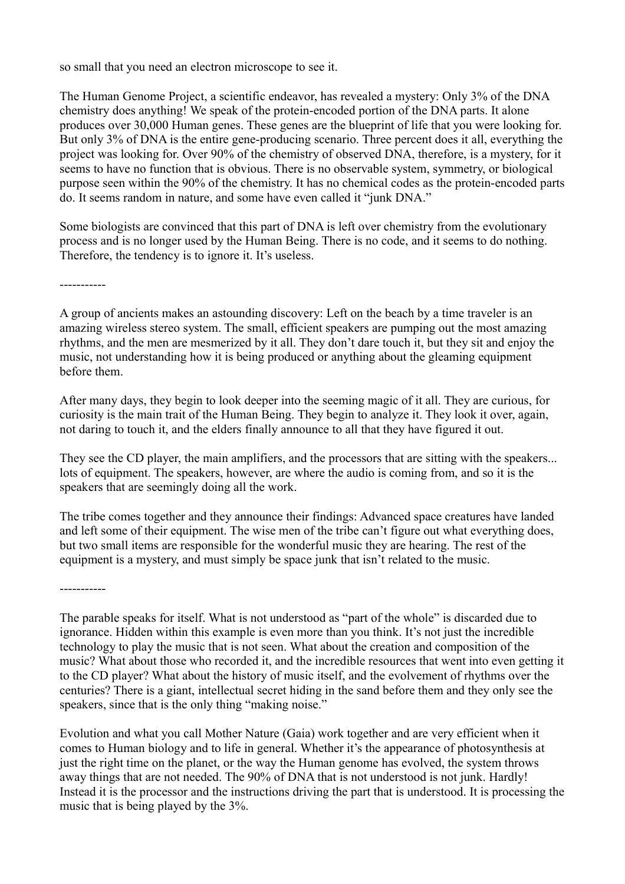so small that you need an electron microscope to see it.

The Human Genome Project, a scientific endeavor, has revealed a mystery: Only 3% of the DNA chemistry does anything! We speak of the protein-encoded portion of the DNA parts. It alone produces over 30,000 Human genes. These genes are the blueprint of life that you were looking for. But only 3% of DNA is the entire gene-producing scenario. Three percent does it all, everything the project was looking for. Over 90% of the chemistry of observed DNA, therefore, is a mystery, for it seems to have no function that is obvious. There is no observable system, symmetry, or biological purpose seen within the 90% of the chemistry. It has no chemical codes as the protein-encoded parts do. It seems random in nature, and some have even called it "junk DNA."

Some biologists are convinced that this part of DNA is left over chemistry from the evolutionary process and is no longer used by the Human Being. There is no code, and it seems to do nothing. Therefore, the tendency is to ignore it. It's useless.

-----------

A group of ancients makes an astounding discovery: Left on the beach by a time traveler is an amazing wireless stereo system. The small, efficient speakers are pumping out the most amazing rhythms, and the men are mesmerized by it all. They don't dare touch it, but they sit and enjoy the music, not understanding how it is being produced or anything about the gleaming equipment before them.

After many days, they begin to look deeper into the seeming magic of it all. They are curious, for curiosity is the main trait of the Human Being. They begin to analyze it. They look it over, again, not daring to touch it, and the elders finally announce to all that they have figured it out.

They see the CD player, the main amplifiers, and the processors that are sitting with the speakers... lots of equipment. The speakers, however, are where the audio is coming from, and so it is the speakers that are seemingly doing all the work.

The tribe comes together and they announce their findings: Advanced space creatures have landed and left some of their equipment. The wise men of the tribe can't figure out what everything does, but two small items are responsible for the wonderful music they are hearing. The rest of the equipment is a mystery, and must simply be space junk that isn't related to the music.

-----------

The parable speaks for itself. What is not understood as "part of the whole" is discarded due to ignorance. Hidden within this example is even more than you think. It's not just the incredible technology to play the music that is not seen. What about the creation and composition of the music? What about those who recorded it, and the incredible resources that went into even getting it to the CD player? What about the history of music itself, and the evolvement of rhythms over the centuries? There is a giant, intellectual secret hiding in the sand before them and they only see the speakers, since that is the only thing "making noise."

Evolution and what you call Mother Nature (Gaia) work together and are very efficient when it comes to Human biology and to life in general. Whether it's the appearance of photosynthesis at just the right time on the planet, or the way the Human genome has evolved, the system throws away things that are not needed. The 90% of DNA that is not understood is not junk. Hardly! Instead it is the processor and the instructions driving the part that is understood. It is processing the music that is being played by the 3%.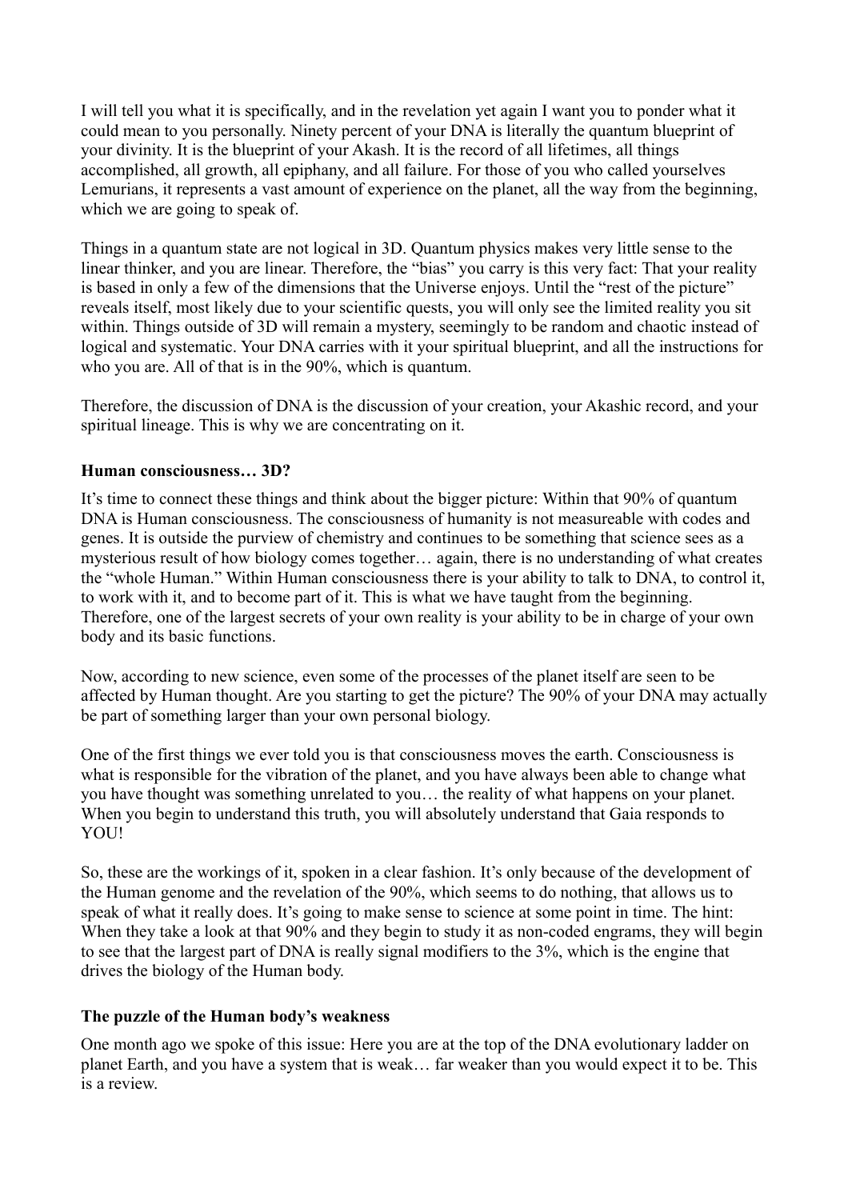I will tell you what it is specifically, and in the revelation yet again I want you to ponder what it could mean to you personally. Ninety percent of your DNA is literally the quantum blueprint of your divinity. It is the blueprint of your Akash. It is the record of all lifetimes, all things accomplished, all growth, all epiphany, and all failure. For those of you who called yourselves Lemurians, it represents a vast amount of experience on the planet, all the way from the beginning, which we are going to speak of.

Things in a quantum state are not logical in 3D. Quantum physics makes very little sense to the linear thinker, and you are linear. Therefore, the "bias" you carry is this very fact: That your reality is based in only a few of the dimensions that the Universe enjoys. Until the "rest of the picture" reveals itself, most likely due to your scientific quests, you will only see the limited reality you sit within. Things outside of 3D will remain a mystery, seemingly to be random and chaotic instead of logical and systematic. Your DNA carries with it your spiritual blueprint, and all the instructions for who you are. All of that is in the 90%, which is quantum.

Therefore, the discussion of DNA is the discussion of your creation, your Akashic record, and your spiritual lineage. This is why we are concentrating on it.

**Human consciousness… 3D?**

It's time to connect these things and think about the bigger picture: Within that 90% of quantum DNA is Human consciousness. The consciousness of humanity is not measureable with codes and genes. It is outside the purview of chemistry and continues to be something that science sees as a mysterious result of how biology comes together… again, there is no understanding of what creates the "whole Human." Within Human consciousness there is your ability to talk to DNA, to control it, to work with it, and to become part of it. This is what we have taught from the beginning. Therefore, one of the largest secrets of your own reality is your ability to be in charge of your own body and its basic functions.

Now, according to new science, even some of the processes of the planet itself are seen to be affected by Human thought. Are you starting to get the picture? The 90% of your DNA may actually be part of something larger than your own personal biology.

One of the first things we ever told you is that consciousness moves the earth. Consciousness is what is responsible for the vibration of the planet, and you have always been able to change what you have thought was something unrelated to you… the reality of what happens on your planet. When you begin to understand this truth, you will absolutely understand that Gaia responds to YOU!

So, these are the workings of it, spoken in a clear fashion. It's only because of the development of the Human genome and the revelation of the 90%, which seems to do nothing, that allows us to speak of what it really does. It's going to make sense to science at some point in time. The hint: When they take a look at that 90% and they begin to study it as non-coded engrams, they will begin to see that the largest part of DNA is really signal modifiers to the 3%, which is the engine that drives the biology of the Human body.

**The puzzle of the Human body's weakness**

One month ago we spoke of this issue: Here you are at the top of the DNA evolutionary ladder on planet Earth, and you have a system that is weak… far weaker than you would expect it to be. This is a review.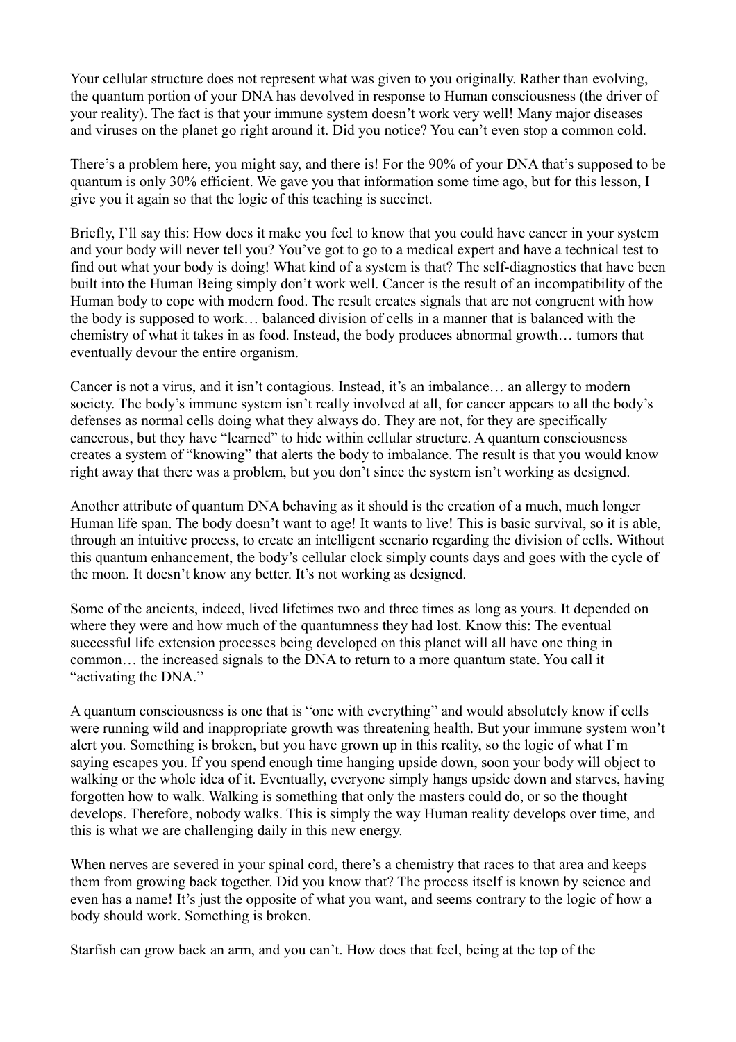Your cellular structure does not represent what was given to you originally. Rather than evolving, the quantum portion of your DNA has devolved in response to Human consciousness (the driver of your reality). The fact is that your immune system doesn't work very well! Many major diseases and viruses on the planet go right around it. Did you notice? You can't even stop a common cold.

There's a problem here, you might say, and there is! For the 90% of your DNA that's supposed to be quantum is only 30% efficient. We gave you that information some time ago, but for this lesson, I give you it again so that the logic of this teaching is succinct.

Briefly, I'll say this: How does it make you feel to know that you could have cancer in your system and your body will never tell you? You've got to go to a medical expert and have a technical test to find out what your body is doing! What kind of a system is that? The self-diagnostics that have been built into the Human Being simply don't work well. Cancer is the result of an incompatibility of the Human body to cope with modern food. The result creates signals that are not congruent with how the body is supposed to work… balanced division of cells in a manner that is balanced with the chemistry of what it takes in as food. Instead, the body produces abnormal growth… tumors that eventually devour the entire organism.

Cancer is not a virus, and it isn't contagious. Instead, it's an imbalance… an allergy to modern society. The body's immune system isn't really involved at all, for cancer appears to all the body's defenses as normal cells doing what they always do. They are not, for they are specifically cancerous, but they have "learned" to hide within cellular structure. A quantum consciousness creates a system of "knowing" that alerts the body to imbalance. The result is that you would know right away that there was a problem, but you don't since the system isn't working as designed.

Another attribute of quantum DNA behaving as it should is the creation of a much, much longer Human life span. The body doesn't want to age! It wants to live! This is basic survival, so it is able, through an intuitive process, to create an intelligent scenario regarding the division of cells. Without this quantum enhancement, the body's cellular clock simply counts days and goes with the cycle of the moon. It doesn't know any better. It's not working as designed.

Some of the ancients, indeed, lived lifetimes two and three times as long as yours. It depended on where they were and how much of the quantumness they had lost. Know this: The eventual successful life extension processes being developed on this planet will all have one thing in common… the increased signals to the DNA to return to a more quantum state. You call it "activating the DNA."

A quantum consciousness is one that is "one with everything" and would absolutely know if cells were running wild and inappropriate growth was threatening health. But your immune system won't alert you. Something is broken, but you have grown up in this reality, so the logic of what I'm saying escapes you. If you spend enough time hanging upside down, soon your body will object to walking or the whole idea of it. Eventually, everyone simply hangs upside down and starves, having forgotten how to walk. Walking is something that only the masters could do, or so the thought develops. Therefore, nobody walks. This is simply the way Human reality develops over time, and this is what we are challenging daily in this new energy.

When nerves are severed in your spinal cord, there's a chemistry that races to that area and keeps them from growing back together. Did you know that? The process itself is known by science and even has a name! It's just the opposite of what you want, and seems contrary to the logic of how a body should work. Something is broken.

Starfish can grow back an arm, and you can't. How does that feel, being at the top of the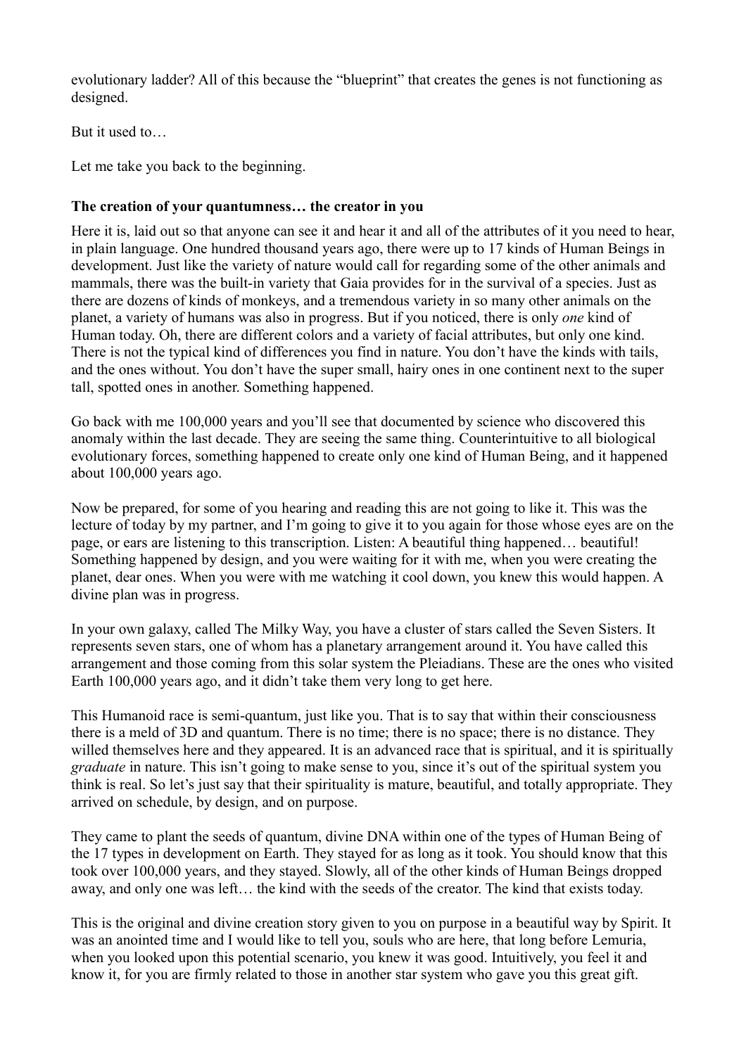evolutionary ladder? All of this because the "blueprint" that creates the genes is not functioning as designed.

But it used to…

Let me take you back to the beginning.

**The creation of your quantumness… the creator in you**

Here it is, laid out so that anyone can see it and hear it and all of the attributes of it you need to hear, in plain language. One hundred thousand years ago, there were up to 17 kinds of Human Beings in development. Just like the variety of nature would call for regarding some of the other animals and mammals, there was the built-in variety that Gaia provides for in the survival of a species. Just as there are dozens of kinds of monkeys, and a tremendous variety in so many other animals on the planet, a variety of humans was also in progress. But if you noticed, there is only *one* kind of Human today. Oh, there are different colors and a variety of facial attributes, but only one kind. There is not the typical kind of differences you find in nature. You don't have the kinds with tails, and the ones without. You don't have the super small, hairy ones in one continent next to the super tall, spotted ones in another. Something happened.

Go back with me 100,000 years and you'll see that documented by science who discovered this anomaly within the last decade. They are seeing the same thing. Counterintuitive to all biological evolutionary forces, something happened to create only one kind of Human Being, and it happened about 100,000 years ago.

Now be prepared, for some of you hearing and reading this are not going to like it. This was the lecture of today by my partner, and I'm going to give it to you again for those whose eyes are on the page, or ears are listening to this transcription. Listen: A beautiful thing happened… beautiful! Something happened by design, and you were waiting for it with me, when you were creating the planet, dear ones. When you were with me watching it cool down, you knew this would happen. A divine plan was in progress.

In your own galaxy, called The Milky Way, you have a cluster of stars called the Seven Sisters. It represents seven stars, one of whom has a planetary arrangement around it. You have called this arrangement and those coming from this solar system the Pleiadians. These are the ones who visited Earth 100,000 years ago, and it didn't take them very long to get here.

This Humanoid race is semi-quantum, just like you. That is to say that within their consciousness there is a meld of 3D and quantum. There is no time; there is no space; there is no distance. They willed themselves here and they appeared. It is an advanced race that is spiritual, and it is spiritually *graduate* in nature. This isn't going to make sense to you, since it's out of the spiritual system you think is real. So let's just say that their spirituality is mature, beautiful, and totally appropriate. They arrived on schedule, by design, and on purpose.

They came to plant the seeds of quantum, divine DNA within one of the types of Human Being of the 17 types in development on Earth. They stayed for as long as it took. You should know that this took over 100,000 years, and they stayed. Slowly, all of the other kinds of Human Beings dropped away, and only one was left… the kind with the seeds of the creator. The kind that exists today.

This is the original and divine creation story given to you on purpose in a beautiful way by Spirit. It was an anointed time and I would like to tell you, souls who are here, that long before Lemuria, when you looked upon this potential scenario, you knew it was good. Intuitively, you feel it and know it, for you are firmly related to those in another star system who gave you this great gift.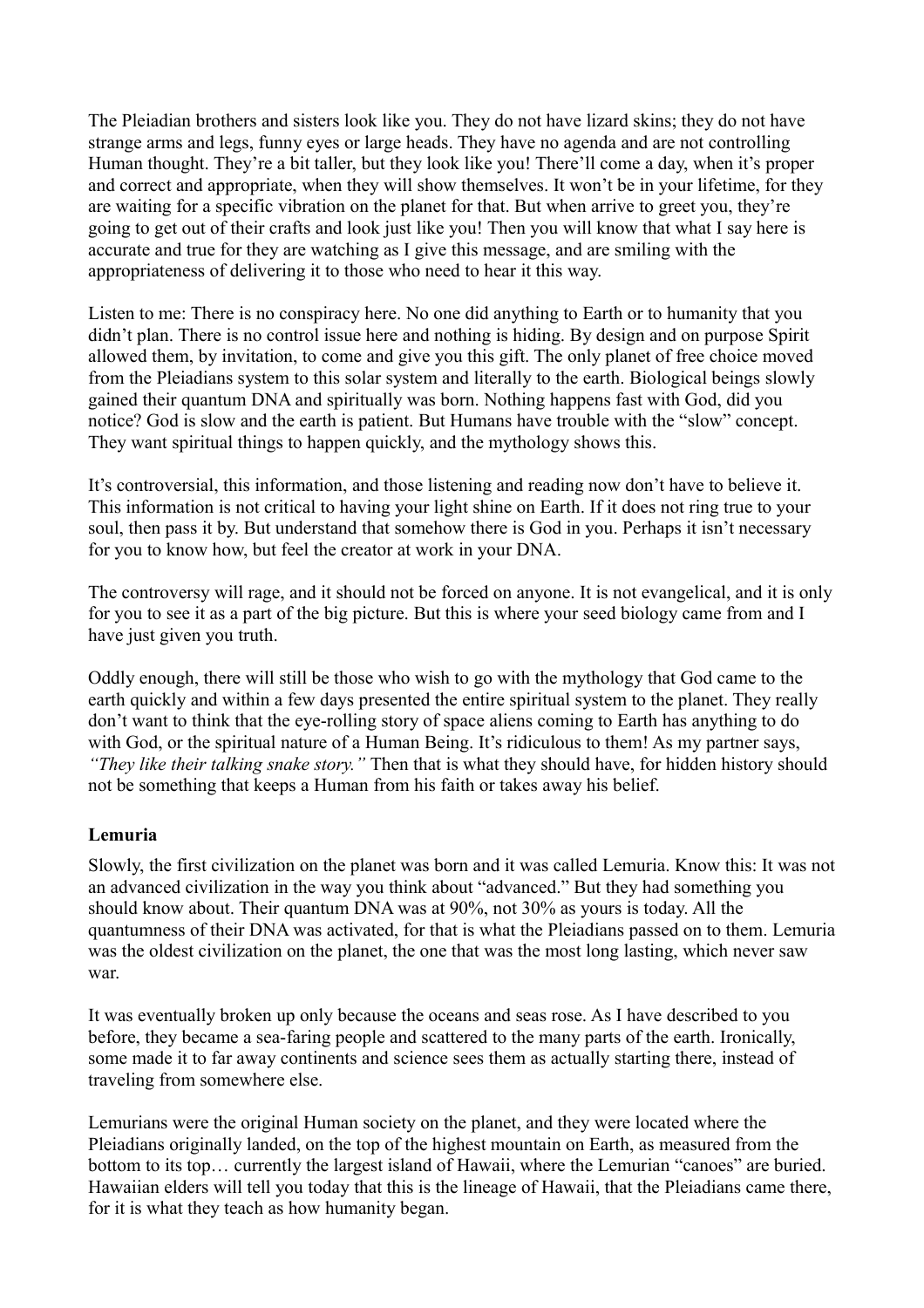The Pleiadian brothers and sisters look like you. They do not have lizard skins; they do not have strange arms and legs, funny eyes or large heads. They have no agenda and are not controlling Human thought. They're a bit taller, but they look like you! There'll come a day, when it's proper and correct and appropriate, when they will show themselves. It won't be in your lifetime, for they are waiting for a specific vibration on the planet for that. But when arrive to greet you, they're going to get out of their crafts and look just like you! Then you will know that what I say here is accurate and true for they are watching as I give this message, and are smiling with the appropriateness of delivering it to those who need to hear it this way.

Listen to me: There is no conspiracy here. No one did anything to Earth or to humanity that you didn't plan. There is no control issue here and nothing is hiding. By design and on purpose Spirit allowed them, by invitation, to come and give you this gift. The only planet of free choice moved from the Pleiadians system to this solar system and literally to the earth. Biological beings slowly gained their quantum DNA and spiritually was born. Nothing happens fast with God, did you notice? God is slow and the earth is patient. But Humans have trouble with the "slow" concept. They want spiritual things to happen quickly, and the mythology shows this.

It's controversial, this information, and those listening and reading now don't have to believe it. This information is not critical to having your light shine on Earth. If it does not ring true to your soul, then pass it by. But understand that somehow there is God in you. Perhaps it isn't necessary for you to know how, but feel the creator at work in your DNA.

The controversy will rage, and it should not be forced on anyone. It is not evangelical, and it is only for you to see it as a part of the big picture. But this is where your seed biology came from and I have just given you truth.

Oddly enough, there will still be those who wish to go with the mythology that God came to the earth quickly and within a few days presented the entire spiritual system to the planet. They really don't want to think that the eye-rolling story of space aliens coming to Earth has anything to do with God, or the spiritual nature of a Human Being. It's ridiculous to them! As my partner says, *"They like their talking snake story."* Then that is what they should have, for hidden history should not be something that keeps a Human from his faith or takes away his belief.

**Lemuria**

Slowly, the first civilization on the planet was born and it was called Lemuria. Know this: It was not an advanced civilization in the way you think about "advanced." But they had something you should know about. Their quantum DNA was at 90%, not 30% as yours is today. All the quantumness of their DNA was activated, for that is what the Pleiadians passed on to them. Lemuria was the oldest civilization on the planet, the one that was the most long lasting, which never saw war.

It was eventually broken up only because the oceans and seas rose. As I have described to you before, they became a sea-faring people and scattered to the many parts of the earth. Ironically, some made it to far away continents and science sees them as actually starting there, instead of traveling from somewhere else.

Lemurians were the original Human society on the planet, and they were located where the Pleiadians originally landed, on the top of the highest mountain on Earth, as measured from the bottom to its top… currently the largest island of Hawaii, where the Lemurian "canoes" are buried. Hawaiian elders will tell you today that this is the lineage of Hawaii, that the Pleiadians came there, for it is what they teach as how humanity began.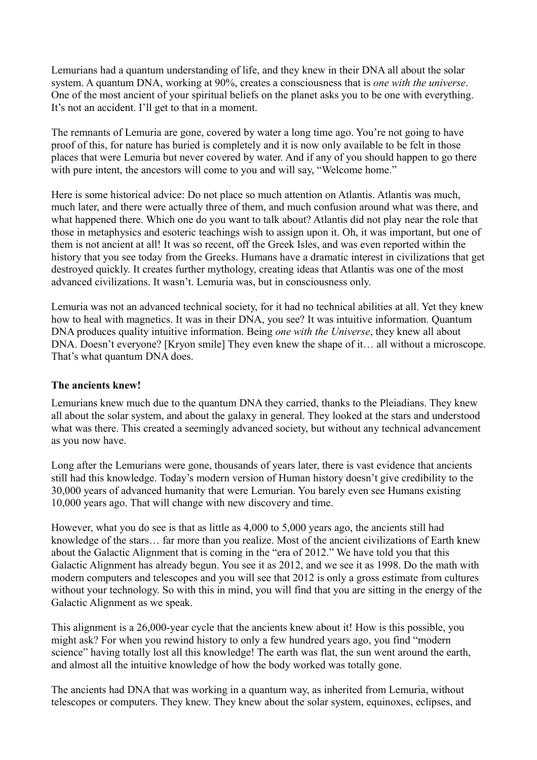Lemurians had a quantum understanding of life, and they knew in their DNA all about the solar system. A quantum DNA, working at 90%, creates a consciousness that is *one with the universe*. One of the most ancient of your spiritual beliefs on the planet asks you to be one with everything. It's not an accident. I'll get to that in a moment.

The remnants of Lemuria are gone, covered by water a long time ago. You're not going to have proof of this, for nature has buried is completely and it is now only available to be felt in those places that were Lemuria but never covered by water. And if any of you should happen to go there with pure intent, the ancestors will come to you and will say, "Welcome home."

Here is some historical advice: Do not place so much attention on Atlantis. Atlantis was much, much later, and there were actually three of them, and much confusion around what was there, and what happened there. Which one do you want to talk about? Atlantis did not play near the role that those in metaphysics and esoteric teachings wish to assign upon it. Oh, it was important, but one of them is not ancient at all! It was so recent, off the Greek Isles, and was even reported within the history that you see today from the Greeks. Humans have a dramatic interest in civilizations that get destroyed quickly. It creates further mythology, creating ideas that Atlantis was one of the most advanced civilizations. It wasn't. Lemuria was, but in consciousness only.

Lemuria was not an advanced technical society, for it had no technical abilities at all. Yet they knew how to heal with magnetics. It was in their DNA, you see? It was intuitive information. Quantum DNA produces quality intuitive information. Being *one with the Universe*, they knew all about DNA. Doesn't everyone? [Kryon smile] They even knew the shape of it… all without a microscope. That's what quantum DNA does.

**The ancients knew!**

Lemurians knew much due to the quantum DNA they carried, thanks to the Pleiadians. They knew all about the solar system, and about the galaxy in general. They looked at the stars and understood what was there. This created a seemingly advanced society, but without any technical advancement as you now have.

Long after the Lemurians were gone, thousands of years later, there is vast evidence that ancients still had this knowledge. Today's modern version of Human history doesn't give credibility to the 30,000 years of advanced humanity that were Lemurian. You barely even see Humans existing 10,000 years ago. That will change with new discovery and time.

However, what you do see is that as little as 4,000 to 5,000 years ago, the ancients still had knowledge of the stars… far more than you realize. Most of the ancient civilizations of Earth knew about the Galactic Alignment that is coming in the "era of 2012." We have told you that this Galactic Alignment has already begun. You see it as 2012, and we see it as 1998. Do the math with modern computers and telescopes and you will see that 2012 is only a gross estimate from cultures without your technology. So with this in mind, you will find that you are sitting in the energy of the Galactic Alignment as we speak.

This alignment is a 26,000-year cycle that the ancients knew about it! How is this possible, you might ask? For when you rewind history to only a few hundred years ago, you find "modern science" having totally lost all this knowledge! The earth was flat, the sun went around the earth, and almost all the intuitive knowledge of how the body worked was totally gone.

The ancients had DNA that was working in a quantum way, as inherited from Lemuria, without telescopes or computers. They knew. They knew about the solar system, equinoxes, eclipses, and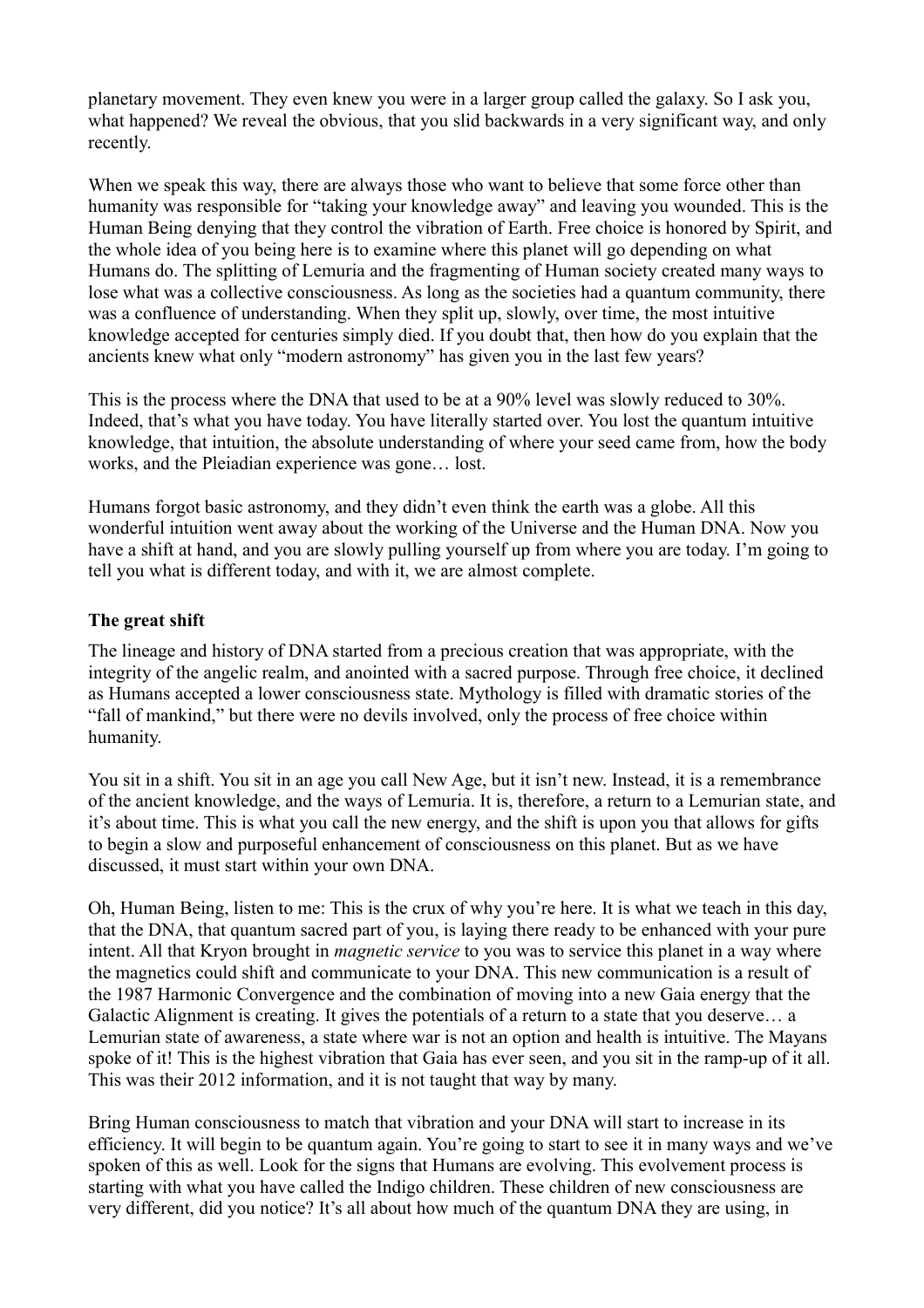planetary movement. They even knew you were in a larger group called the galaxy. So I ask you, what happened? We reveal the obvious, that you slid backwards in a very significant way, and only recently.

When we speak this way, there are always those who want to believe that some force other than humanity was responsible for "taking your knowledge away" and leaving you wounded. This is the Human Being denying that they control the vibration of Earth. Free choice is honored by Spirit, and the whole idea of you being here is to examine where this planet will go depending on what Humans do. The splitting of Lemuria and the fragmenting of Human society created many ways to lose what was a collective consciousness. As long as the societies had a quantum community, there was a confluence of understanding. When they split up, slowly, over time, the most intuitive knowledge accepted for centuries simply died. If you doubt that, then how do you explain that the ancients knew what only "modern astronomy" has given you in the last few years?

This is the process where the DNA that used to be at a 90% level was slowly reduced to 30%. Indeed, that's what you have today. You have literally started over. You lost the quantum intuitive knowledge, that intuition, the absolute understanding of where your seed came from, how the body works, and the Pleiadian experience was gone… lost.

Humans forgot basic astronomy, and they didn't even think the earth was a globe. All this wonderful intuition went away about the working of the Universe and the Human DNA. Now you have a shift at hand, and you are slowly pulling yourself up from where you are today. I'm going to tell you what is different today, and with it, we are almost complete.

### The great shift

The lineage and history of DNA started from a precious creation that was appropriate, with the integrity of the angelic realm, and anointed with a sacred purpose. Through free choice, it declined as Humans accepted a lower consciousness state. Mythology is filled with dramatic stories of the "fall of mankind," but there were no devils involved, only the process of free choice within humanity.

You sit in a shift. You sit in an age you call New Age, but it isn't new. Instead, it is a remembrance of the ancient knowledge, and the ways of Lemuria. It is, therefore, a return to a Lemurian state, and it's about time. This is what you call the new energy, and the shift is upon you that allows for gifts to begin a slow and purposeful enhancement of consciousness on this planet. But as we have discussed, it must start within your own DNA.

Oh, Human Being, listen to me: This is the crux of why you're here. It is what we teach in this day, that the DNA, that quantum sacred part of you, is laying there ready to be enhanced with your pure intent. All that Kryon brought in *magnetic service* to you was to service this planet in a way where the magnetics could shift and communicate to your DNA. This new communication is a result of the 1987 Harmonic Convergence and the combination of moving into a new Gaia energy that the Galactic Alignment is creating. It gives the potentials of a return to a state that you deserve… a Lemurian state of awareness, a state where war is not an option and health is intuitive. The Mayans spoke of it! This is the highest vibration that Gaia has ever seen, and you sit in the ramp-up of it all. This was their 2012 information, and it is not taught that way by many.

Bring Human consciousness to match that vibration and your DNA will start to increase in its efficiency. It will begin to be quantum again. You're going to start to see it in many ways and we've spoken of this as well. Look for the signs that Humans are evolving. This evolvement process is starting with what you have called the Indigo children. These children of new consciousness are very different, did you notice? It's all about how much of the quantum DNA they are using, in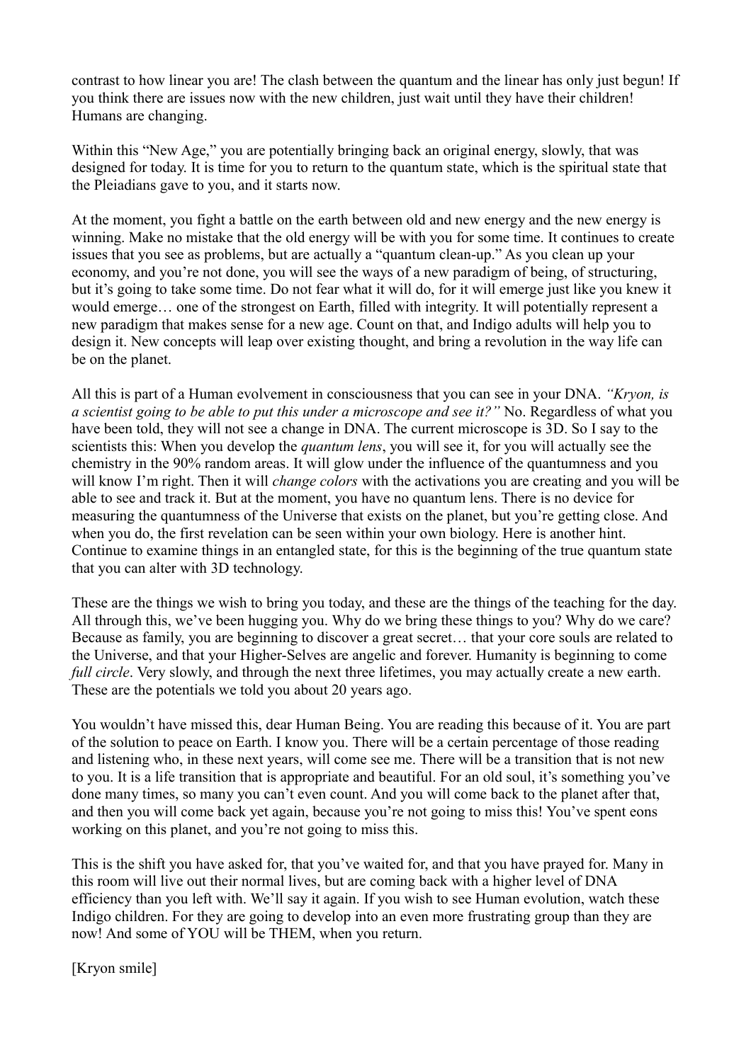contrast to how linear you are! The clash between the quantum and the linear has only just begun! If you think there are issues now with the new children, just wait until they have their children! Humans are changing.

Within this "New Age," you are potentially bringing back an original energy, slowly, that was designed for today. It is time for you to return to the quantum state, which is the spiritual state that the Pleiadians gave to you, and it starts now.

At the moment, you fight a battle on the earth between old and new energy and the new energy is winning. Make no mistake that the old energy will be with you for some time. It continues to create issues that you see as problems, but are actually a "quantum clean-up." As you clean up your economy, and you're not done, you will see the ways of a new paradigm of being, of structuring, but it's going to take some time. Do not fear what it will do, for it will emerge just like you knew it would emerge… one of the strongest on Earth, filled with integrity. It will potentially represent a new paradigm that makes sense for a new age. Count on that, and Indigo adults will help you to design it. New concepts will leap over existing thought, and bring a revolution in the way life can be on the planet.

All this is part of a Human evolvement in consciousness that you can see in your DNA. *"Kryon, is a scientist going to be able to put this under a microscope and see it?"* No. Regardless of what you have been told, they will not see a change in DNA. The current microscope is 3D. So I say to the scientists this: When you develop the *quantum lens*, you will see it, for you will actually see the chemistry in the 90% random areas. It will glow under the influence of the quantumness and you will know I'm right. Then it will *change colors* with the activations you are creating and you will be able to see and track it. But at the moment, you have no quantum lens. There is no device for measuring the quantumness of the Universe that exists on the planet, but you're getting close. And when you do, the first revelation can be seen within your own biology. Here is another hint. Continue to examine things in an entangled state, for this is the beginning of the true quantum state that you can alter with 3D technology.

These are the things we wish to bring you today, and these are the things of the teaching for the day. All through this, we've been hugging you. Why do we bring these things to you? Why do we care? Because as family, you are beginning to discover a great secret… that your core souls are related to the Universe, and that your Higher-Selves are angelic and forever. Humanity is beginning to come *full circle*. Very slowly, and through the next three lifetimes, you may actually create a new earth. These are the potentials we told you about 20 years ago.

You wouldn't have missed this, dear Human Being. You are reading this because of it. You are part of the solution to peace on Earth. I know you. There will be a certain percentage of those reading and listening who, in these next years, will come see me. There will be a transition that is not new to you. It is a life transition that is appropriate and beautiful. For an old soul, it's something you've done many times, so many you can't even count. And you will come back to the planet after that, and then you will come back yet again, because you're not going to miss this! You've spent eons working on this planet, and you're not going to miss this.

This is the shift you have asked for, that you've waited for, and that you have prayed for. Many in this room will live out their normal lives, but are coming back with a higher level of DNA efficiency than you left with. We'll say it again. If you wish to see Human evolution, watch these Indigo children. For they are going to develop into an even more frustrating group than they are now! And some of YOU will be THEM, when you return.

[Kryon smile]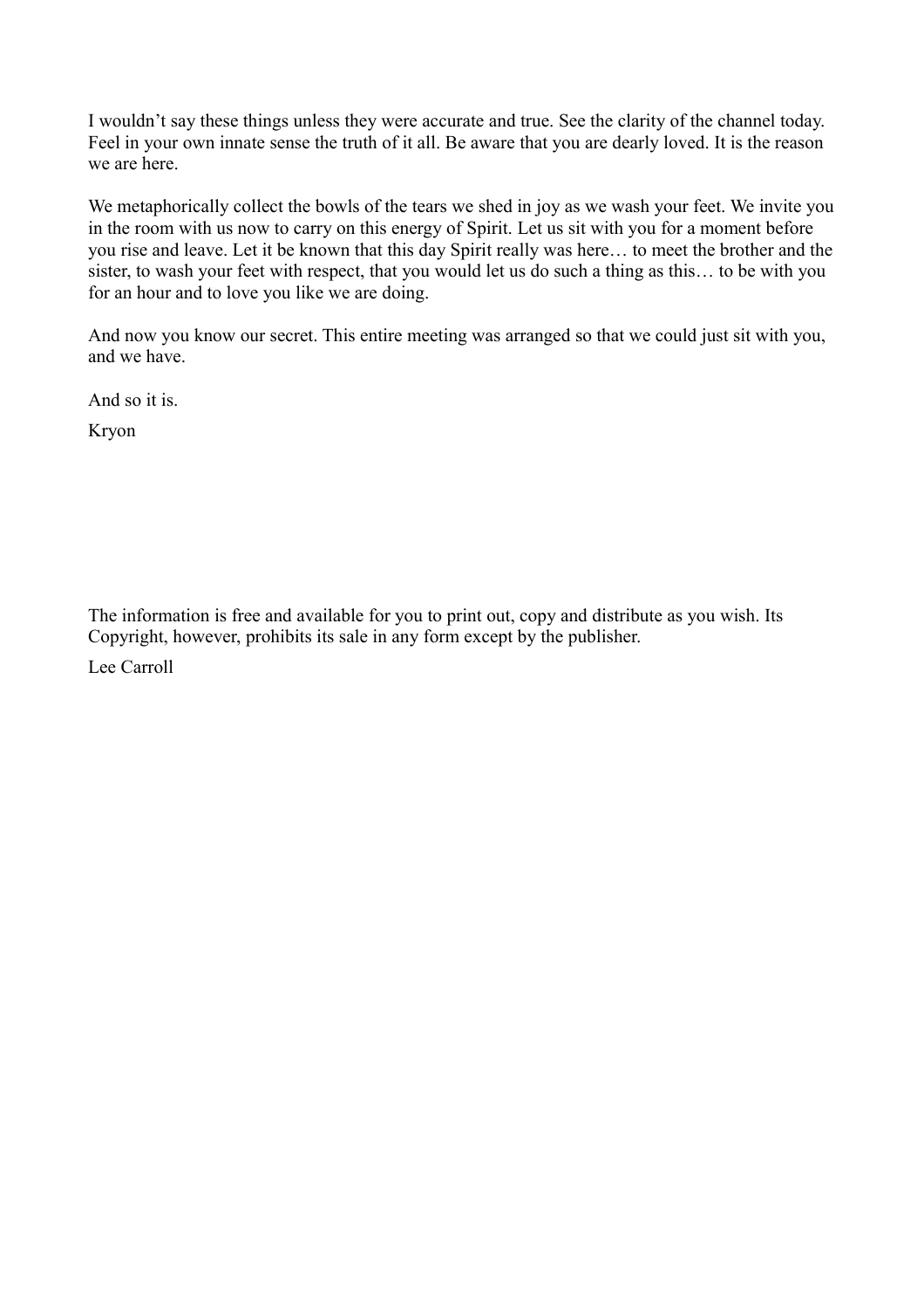I wouldn’t say these things unless they were accurate and true. See the clarity of the channel today. Feel in your own innate sense the truth of it all. Be aware that you are dearly loved. It is the reason we are here.

We metaphorically collect the bowls of the tears we shed in joy as we wash your feet. We invite you in the room with us now to carry on this energy of Spirit. Let us sit with you for a moment before you rise and leave. Let it be known that this day Spirit really was here… to meet the brother and the sister, to wash your feet with respect, that you would let us do such a thing as this… to be with you for an hour and to love you like we are doing.

And now you know our secret. This entire meeting was arranged so that we could just sit with you, and we have.

And so it is.

Kryon

The information is free and available for you to print out, copy and distribute as you wish. Its Copyright, however, prohibits its sale in any form except by the publisher.

Lee Carroll